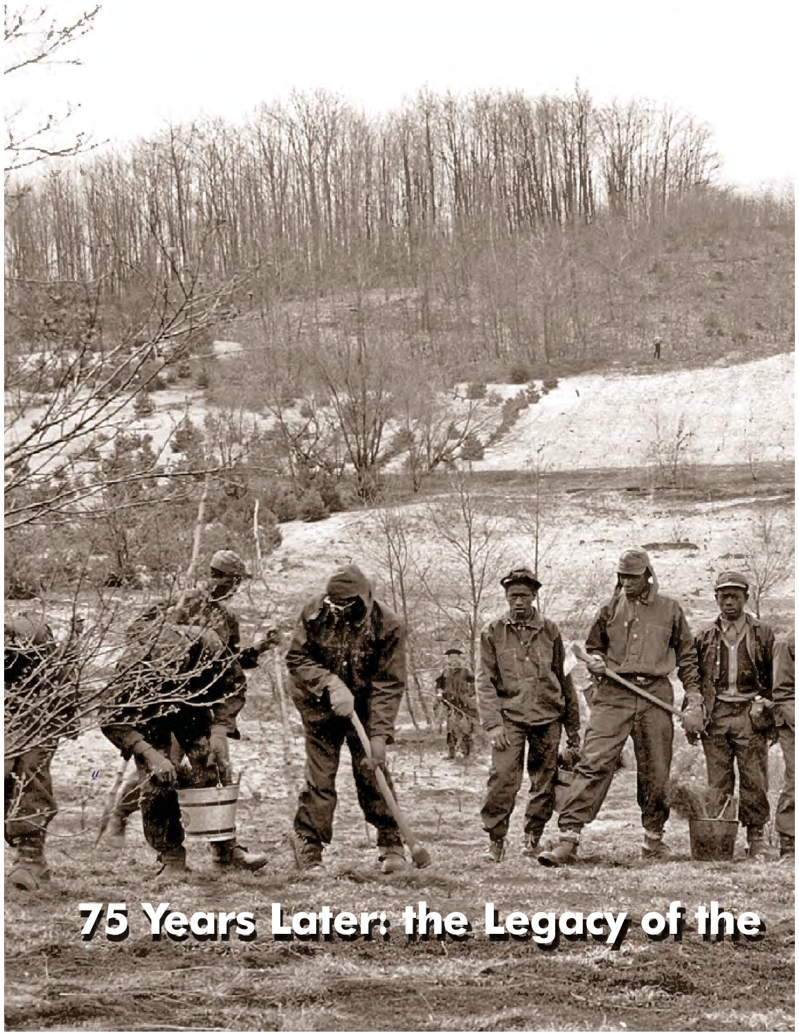# 75 Years Later: the Legacy of the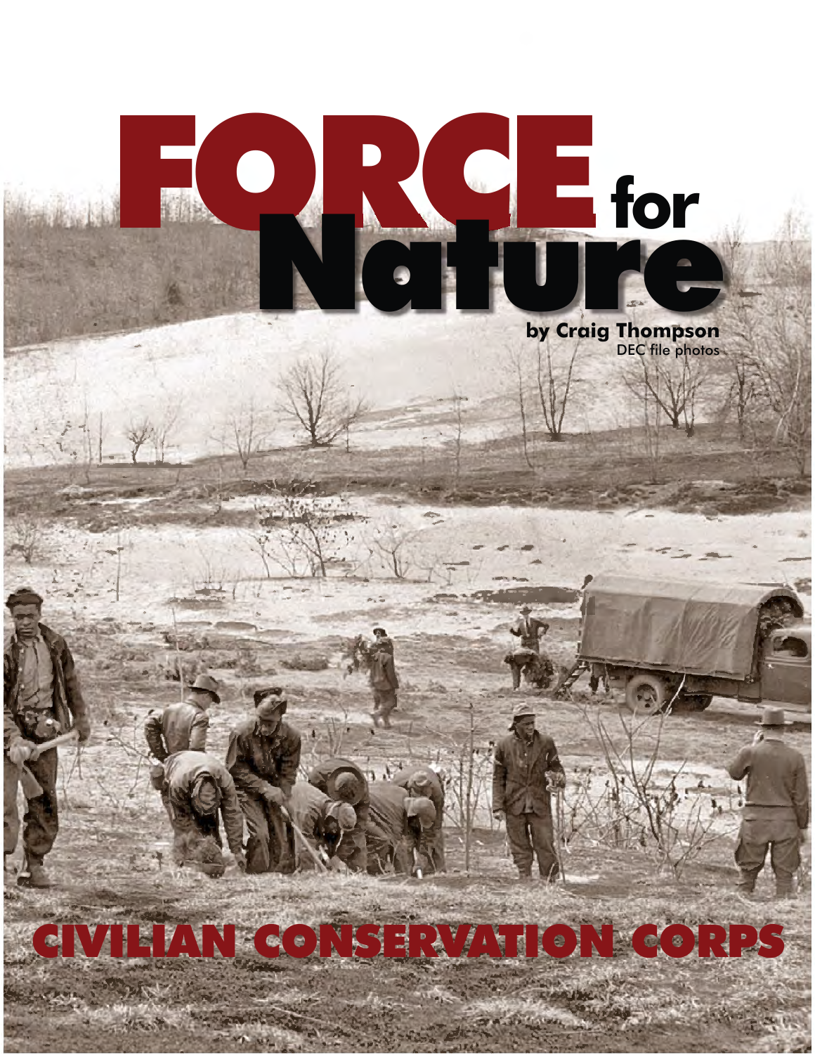# FORCE for Nature

**by Craig Thompson**
DEC file photos

## CIVILIAN CONSERVATION CORPS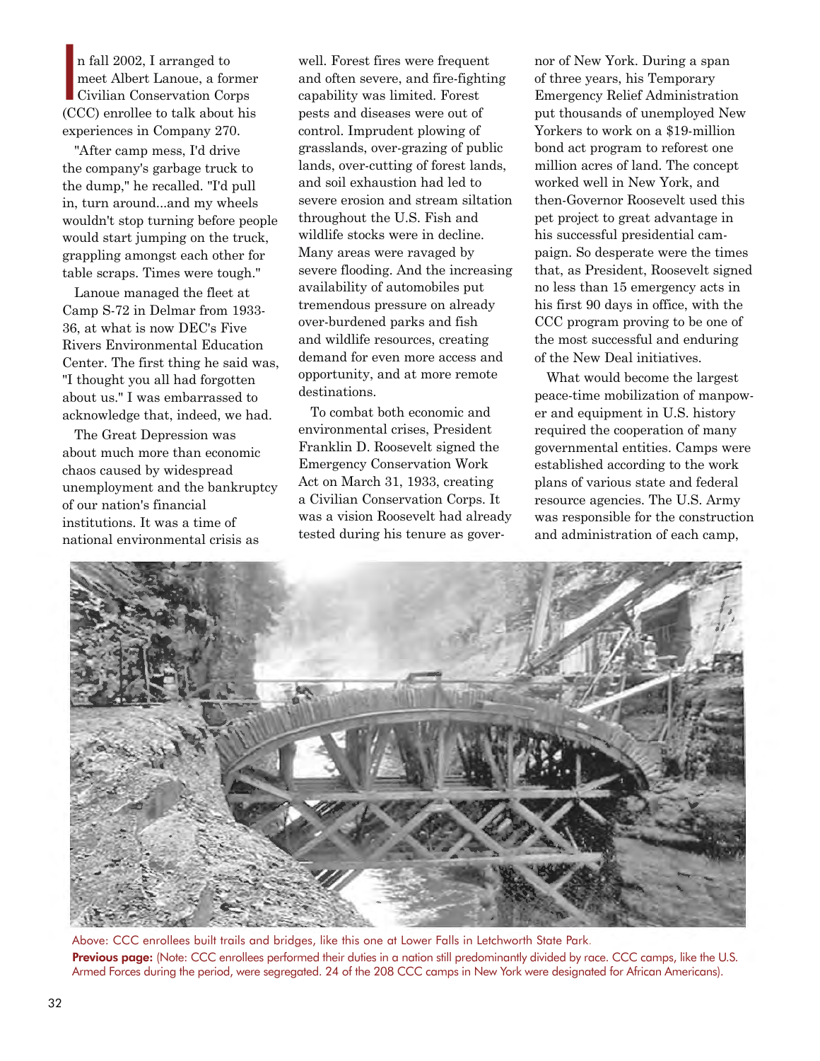In fall 2002, I arranged to meet Albert Lanoue, a former Civilian Conservation Corps (CCC) enrollee to talk about his experiences in Company 270.

"After camp mess, I'd drive the company's garbage truck to the dump," he recalled. "I'd pull in, turn around...and my wheels wouldn't stop turning before people would start jumping on the truck, grappling amongst each other for table scraps. Times were tough."

Lanoue managed the fleet at Camp S-72 in Delmar from 1933-36, at what is now DEC's Five Rivers Environmental Education Center. The first thing he said was, "I thought you all had forgotten about us." I was embarrassed to acknowledge that, indeed, we had.

The Great Depression was about much more than economic chaos caused by widespread unemployment and the bankruptcy of our nation's financial institutions. It was a time of national environmental crisis as well. Forest fires were frequent and often severe, and fire-fighting capability was limited. Forest pests and diseases were out of control. Imprudent plowing of grasslands, over-grazing of public lands, over-cutting of forest lands, and soil exhaustion had led to severe erosion and stream siltation throughout the U.S. Fish and wildlife stocks were in decline. Many areas were ravaged by severe flooding. And the increasing availability of automobiles put tremendous pressure on already over-burdened parks and fish and wildlife resources, creating demand for even more access and opportunity, and at more remote destinations.

To combat both economic and environmental crises, President Franklin D. Roosevelt signed the Emergency Conservation Work Act on March 31, 1933, creating a Civilian Conservation Corps. It was a vision Roosevelt had already tested during his tenure as governor of New York. During a span of three years, his Temporary Emergency Relief Administration put thousands of unemployed New Yorkers to work on a $19-million bond act program to reforest one million acres of land. The concept worked well in New York, and then-Governor Roosevelt used this pet project to great advantage in his successful presidential campaign. So desperate were the times that, as President, Roosevelt signed no less than 15 emergency acts in his first 90 days in office, with the CCC program proving to be one of the most successful and enduring of the New Deal initiatives.

What would become the largest peace-time mobilization of manpower and equipment in U.S. history required the cooperation of many governmental entities. Camps were established according to the work plans of various state and federal resource agencies. The U.S. Army was responsible for the construction and administration of each camp,

Above: CCC enrollees built trails and bridges, like this one at Lower Falls in Letchworth State Park.

**Previous page:** (Note: CCC enrollees performed their duties in a nation still predominantly divided by race. CCC camps, like the U.S. Armed Forces during the period, were segregated. 24 of the 208 CCC camps in New York were designated for African Americans).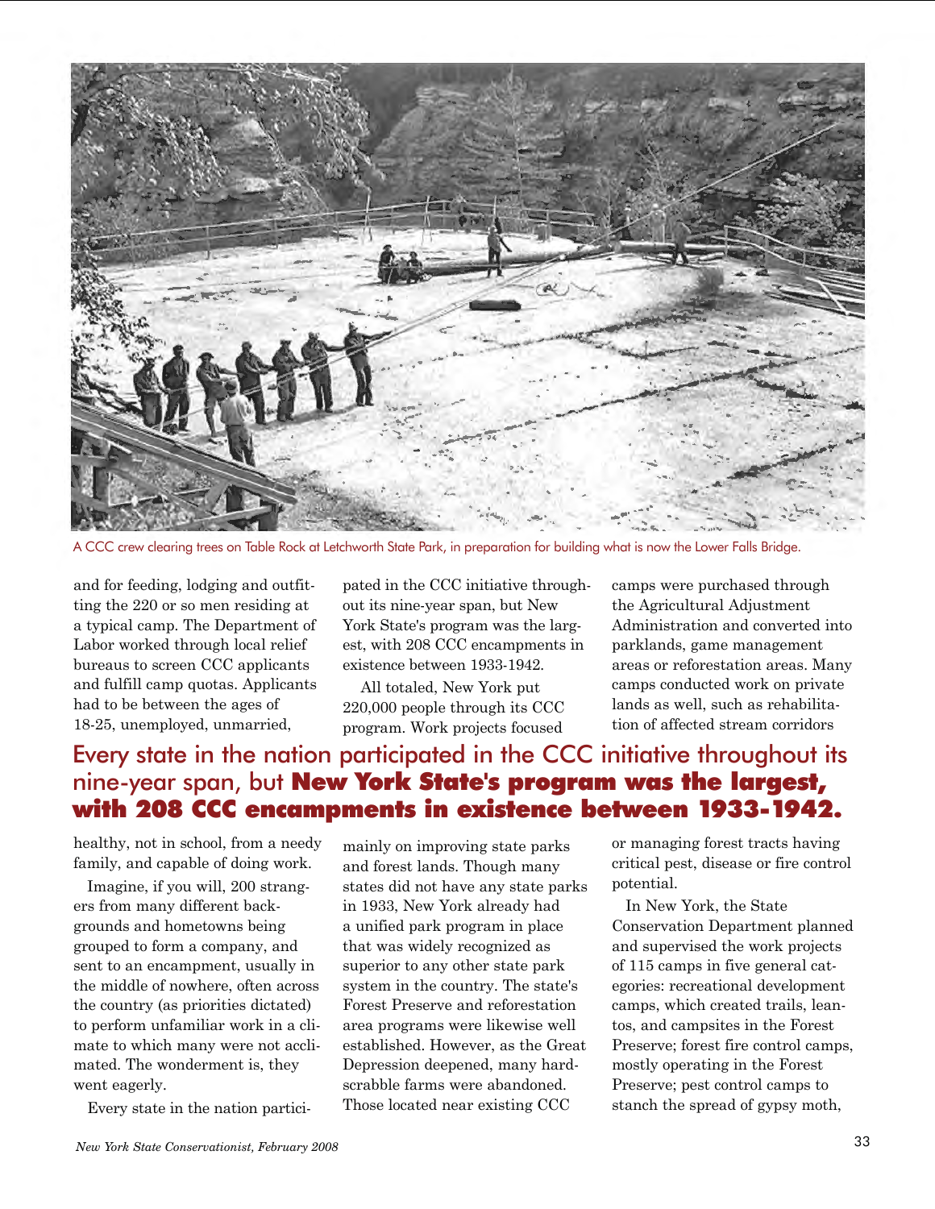A CCC crew clearing trees on Table Rock at Letchworth State Park, in preparation for building what is now the Lower Falls Bridge.

and for feeding, lodging and outfitting the 220 or so men residing at a typical camp. The Department of Labor worked through local relief bureaus to screen CCC applicants and fulfill camp quotas. Applicants had to be between the ages of 18-25, unemployed, unmarried, healthy, not in school, from a needy family, and capable of doing work.

Imagine, if you will, 200 strangers from many different backgrounds and hometowns being grouped to form a company, and sent to an encampment, usually in the middle of nowhere, often across the country (as priorities dictated) to perform unfamiliar work in a climate to which many were not acclimated. The wonderment is, they went eagerly.

Every state in the nation participated in the CCC initiative throughout its nine-year span, but New York State's program was the largest, with 208 CCC encampments in existence between 1933-1942.

All totaled, New York put 220,000 people through its CCC program. Work projects focused mainly on improving state parks and forest lands. Though many states did not have any state parks in 1933, New York already had a unified park program in place that was widely recognized as superior to any other state park system in the country. The state's Forest Preserve and reforestation area programs were likewise well established. However, as the Great Depression deepened, many hardscrabble farms were abandoned. Those located near existing CCC camps were purchased through the Agricultural Adjustment Administration and converted into parklands, game management areas or reforestation areas. Many camps conducted work on private lands as well, such as rehabilitation of affected stream corridors or managing forest tracts having critical pest, disease or fire control potential.

In New York, the State Conservation Department planned and supervised the work projects of 115 camps in five general categories: recreational development camps, which created trails, lean-tos, and campsites in the Forest Preserve; forest fire control camps, mostly operating in the Forest Preserve; pest control camps to stanch the spread of gypsy moth,

> Every state in the nation participated in the CCC initiative throughout its nine-year span, but **New York State's program was the largest, with 208 CCC encampments in existence between 1933-1942.**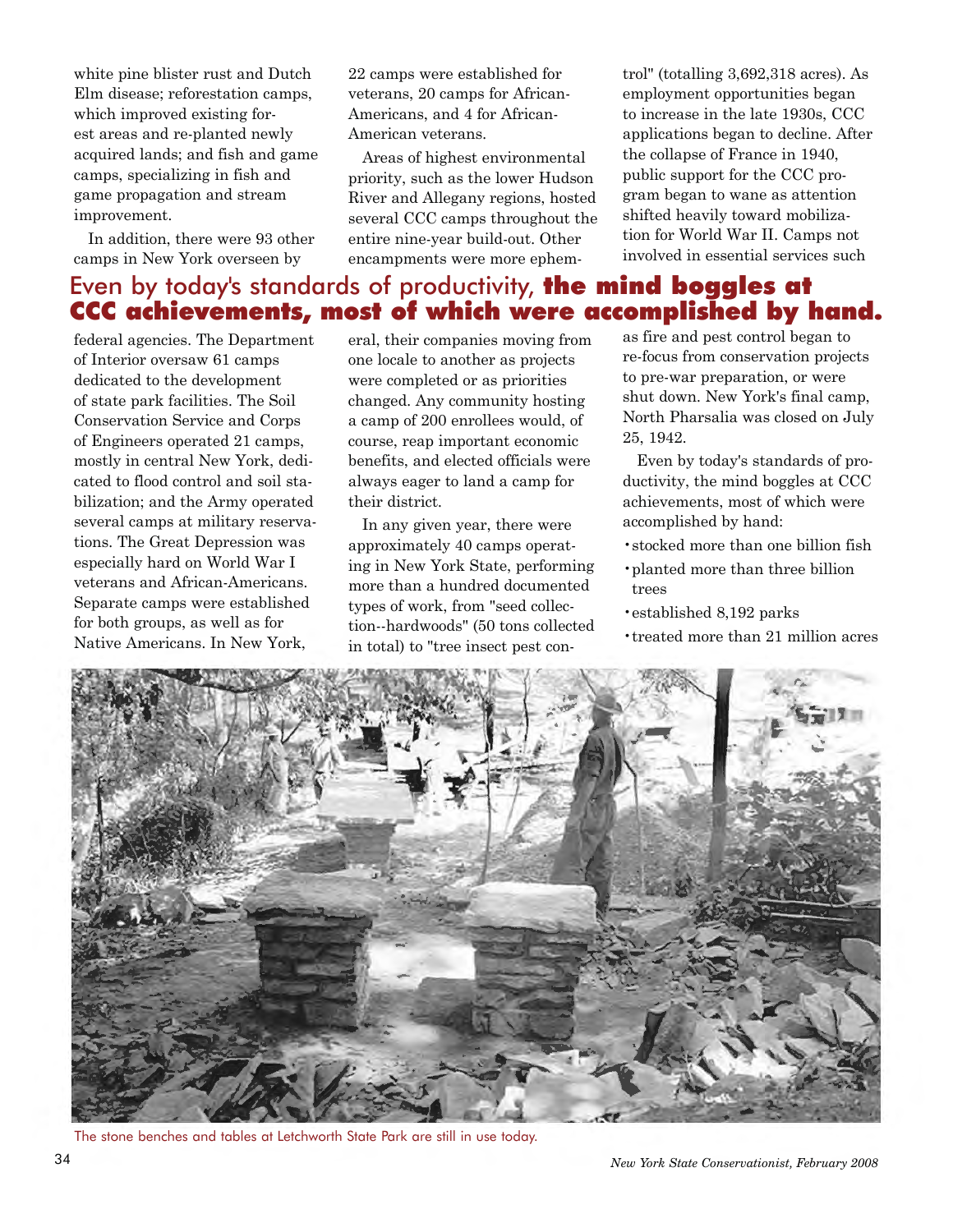white pine blister rust and Dutch Elm disease; reforestation camps, which improved existing forest areas and re-planted newly acquired lands; and fish and game camps, specializing in fish and game propagation and stream improvement.

In addition, there were 93 other camps in New York overseen by federal agencies. The Department of Interior oversaw 61 camps dedicated to the development of state park facilities. The Soil Conservation Service and Corps of Engineers operated 21 camps, mostly in central New York, dedicated to flood control and soil stabilization; and the Army operated several camps at military reservations. The Great Depression was especially hard on World War I veterans and African-Americans. Separate camps were established for both groups, as well as for Native Americans. In New York, 22 camps were established for veterans, 20 camps for African-Americans, and 4 for African-American veterans.

Areas of highest environmental priority, such as the lower Hudson River and Allegany regions, hosted several CCC camps throughout the entire nine-year build-out. Other encampments were more ephemeral, their companies moving from one locale to another as projects were completed or as priorities changed. Any community hosting a camp of 200 enrollees would, of course, reap important economic benefits, and elected officials were always eager to land a camp for their district.

In any given year, there were approximately 40 camps operating in New York State, performing more than a hundred documented types of work, from "seed collection--hardwoods" (50 tons collected in total) to "tree insect pest control" (totalling 3,692,318 acres). As employment opportunities began to increase in the late 1930s, CCC applications began to decline. After the collapse of France in 1940, public support for the CCC program began to wane as attention shifted heavily toward mobilization for World War II. Camps not involved in essential services such as fire and pest control began to re-focus from conservation projects to pre-war preparation, or were shut down. New York's final camp, North Pharsalia was closed on July 25, 1942.

Even by today's standards of productivity, the mind boggles at CCC achievements, most of which were accomplished by hand:

- stocked more than one billion fish
- planted more than three billion trees
- established 8,192 parks
- treated more than 21 million acres

Even by today's standards of productivity, **the mind boggles at CCC achievements, most of which were accomplished by hand.**

The stone benches and tables at Letchworth State Park are still in use today.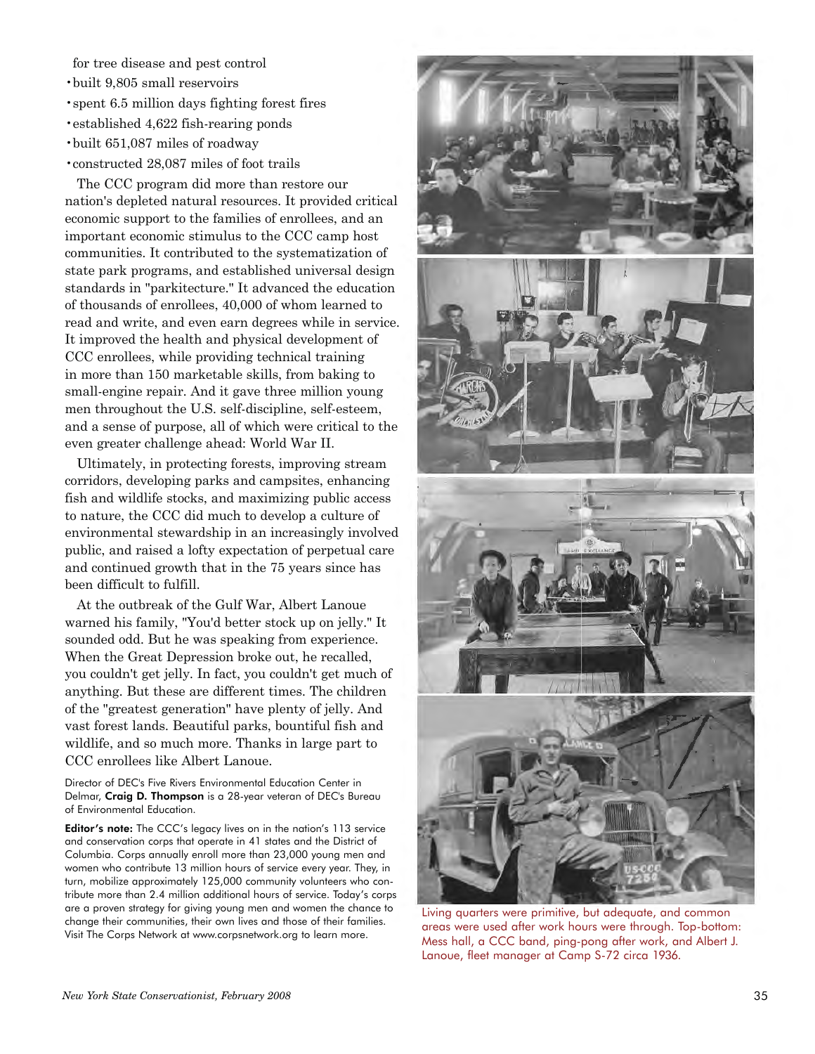for tree disease and pest control

- built 9,805 small reservoirs
- spent 6.5 million days fighting forest fires
- established 4,622 fish-rearing ponds
- built 651,087 miles of roadway
- constructed 28,087 miles of foot trails

The CCC program did more than restore our nation's depleted natural resources. It provided critical economic support to the families of enrollees, and an important economic stimulus to the CCC camp host communities. It contributed to the systematization of state park programs, and established universal design standards in "parkitecture." It advanced the education of thousands of enrollees, 40,000 of whom learned to read and write, and even earn degrees while in service. It improved the health and physical development of CCC enrollees, while providing technical training in more than 150 marketable skills, from baking to small-engine repair. And it gave three million young men throughout the U.S. self-discipline, self-esteem, and a sense of purpose, all of which were critical to the even greater challenge ahead: World War II.

Ultimately, in protecting forests, improving stream corridors, developing parks and campsites, enhancing fish and wildlife stocks, and maximizing public access to nature, the CCC did much to develop a culture of environmental stewardship in an increasingly involved public, and raised a lofty expectation of perpetual care and continued growth that in the 75 years since has been difficult to fulfill.

At the outbreak of the Gulf War, Albert Lanoue warned his family, "You'd better stock up on jelly." It sounded odd. But he was speaking from experience. When the Great Depression broke out, he recalled, you couldn't get jelly. In fact, you couldn't get much of anything. But these are different times. The children of the "greatest generation" have plenty of jelly. And vast forest lands. Beautiful parks, bountiful fish and wildlife, and so much more. Thanks in large part to CCC enrollees like Albert Lanoue.

Director of DEC's Five Rivers Environmental Education Center in Delmar, **Craig D. Thompson** is a 28-year veteran of DEC's Bureau of Environmental Education.

**Editor's note:** The CCC's legacy lives on in the nation's 113 service and conservation corps that operate in 41 states and the District of Columbia. Corps annually enroll more than 23,000 young men and women who contribute 13 million hours of service every year. They, in turn, mobilize approximately 125,000 community volunteers who contribute more than 2.4 million additional hours of service. Today's corps are a proven strategy for giving young men and women the chance to change their communities, their own lives and those of their families. Visit The Corps Network at www.corpsnetwork.org to learn more.

Living quarters were primitive, but adequate, and common areas were used after work hours were through. Top-bottom: Mess hall, a CCC band, ping-pong after work, and Albert J. Lanoue, fleet manager at Camp S-72 circa 1936.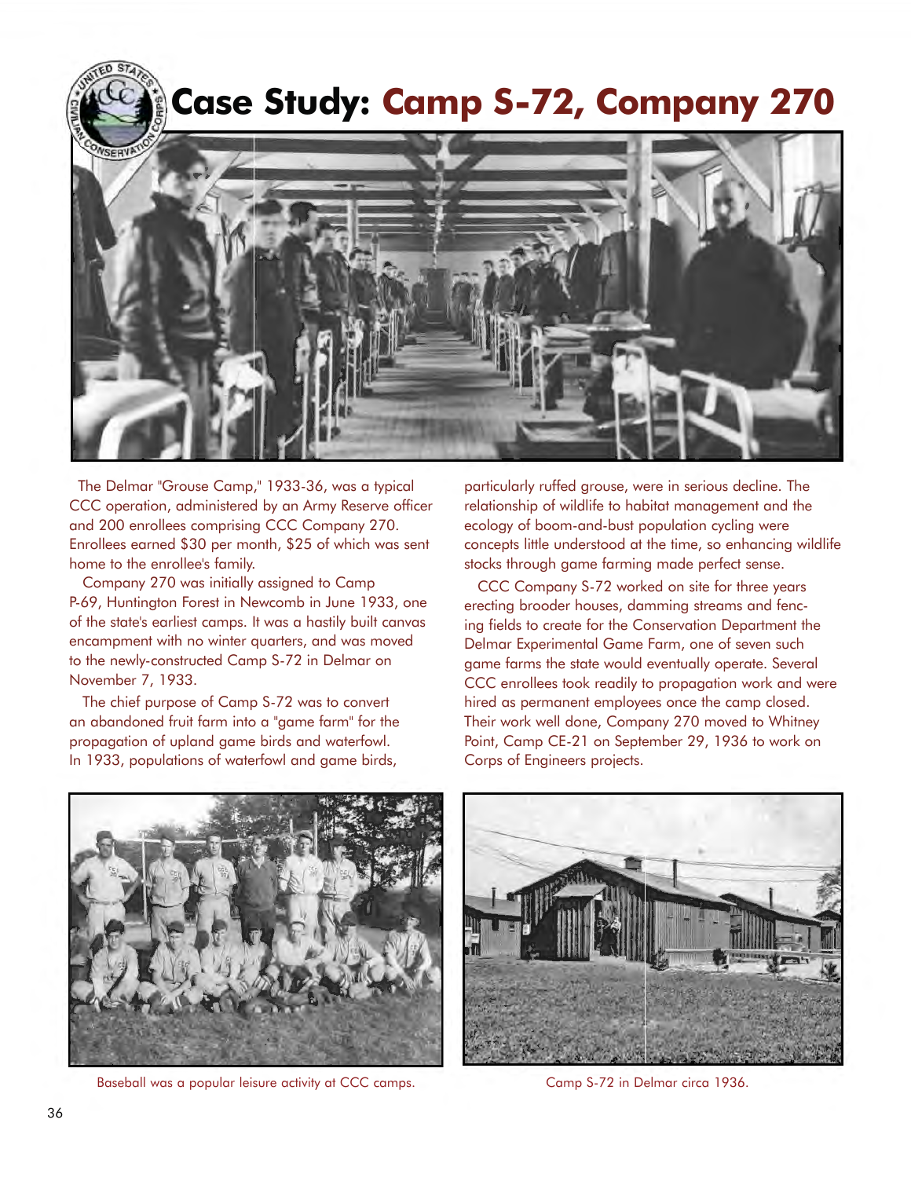# Case Study: Camp S-72, Company 270

The Delmar "Grouse Camp," 1933-36, was a typical CCC operation, administered by an Army Reserve officer and 200 enrollees comprising CCC Company 270. Enrollees earned $30 per month, $25 of which was sent home to the enrollee's family.

Company 270 was initially assigned to Camp P-69, Huntington Forest in Newcomb in June 1933, one of the state's earliest camps. It was a hastily built canvas encampment with no winter quarters, and was moved to the newly-constructed Camp S-72 in Delmar on November 7, 1933.

The chief purpose of Camp S-72 was to convert an abandoned fruit farm into a "game farm" for the propagation of upland game birds and waterfowl. In 1933, populations of waterfowl and game birds, particularly ruffed grouse, were in serious decline. The relationship of wildlife to habitat management and the ecology of boom-and-bust population cycling were concepts little understood at the time, so enhancing wildlife stocks through game farming made perfect sense.

CCC Company S-72 worked on site for three years erecting brooder houses, damming streams and fencing fields to create for the Conservation Department the Delmar Experimental Game Farm, one of seven such game farms the state would eventually operate. Several CCC enrollees took readily to propagation work and were hired as permanent employees once the camp closed. Their work well done, Company 270 moved to Whitney Point, Camp CE-21 on September 29, 1936 to work on Corps of Engineers projects.

Baseball was a popular leisure activity at CCC camps.

Camp S-72 in Delmar circa 1936.